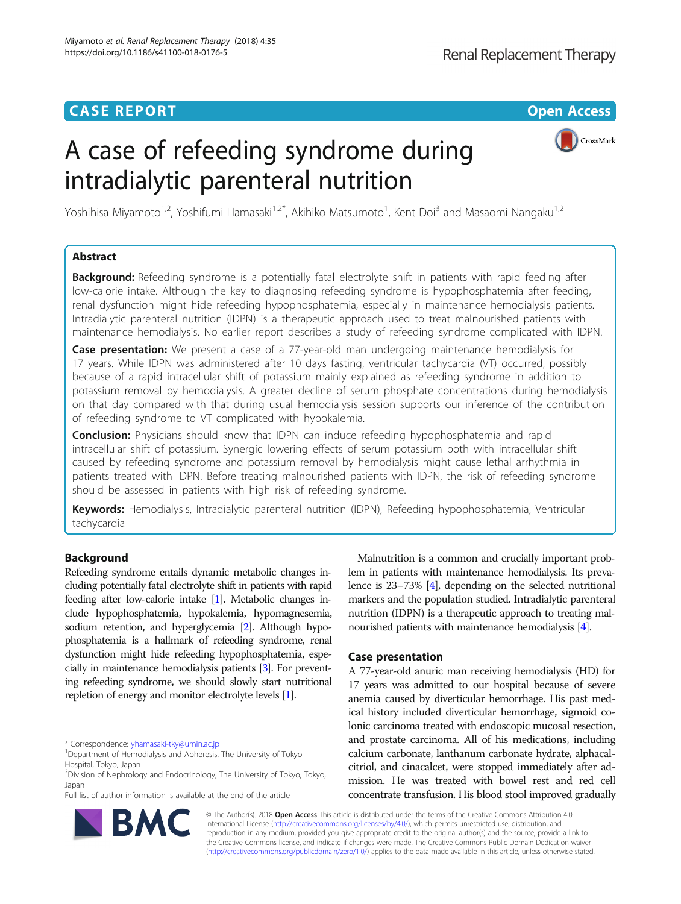CASE REPORT

Open Access

# A case of refeeding syndrome during intradialytic parenteral nutrition

Yoshihisa Miyamoto[1,2], Yoshifumi Hamasaki[1,2*], Akihiko Matsumoto[1], Kent Doi[3] and Masaomi Nangaku[1,2]

## Abstract

**Background:** Refeeding syndrome is a potentially fatal electrolyte shift in patients with rapid feeding after low-calorie intake. Although the key to diagnosing refeeding syndrome is hypophosphatemia after feeding, renal dysfunction might hide refeeding hypophosphatemia, especially in maintenance hemodialysis patients. Intradialytic parenteral nutrition (IDPN) is a therapeutic approach used to treat malnourished patients with maintenance hemodialysis. No earlier report describes a study of refeeding syndrome complicated with IDPN.

**Case presentation:** We present a case of a 77-year-old man undergoing maintenance hemodialysis for 17 years. While IDPN was administered after 10 days fasting, ventricular tachycardia (VT) occurred, possibly because of a rapid intracellular shift of potassium mainly explained as refeeding syndrome in addition to potassium removal by hemodialysis. A greater decline of serum phosphate concentrations during hemodialysis on that day compared with that during usual hemodialysis session supports our inference of the contribution of refeeding syndrome to VT complicated with hypokalemia.

**Conclusion:** Physicians should know that IDPN can induce refeeding hypophosphatemia and rapid intracellular shift of potassium. Synergic lowering effects of serum potassium both with intracellular shift caused by refeeding syndrome and potassium removal by hemodialysis might cause lethal arrhythmia in patients treated with IDPN. Before treating malnourished patients with IDPN, the risk of refeeding syndrome should be assessed in patients with high risk of refeeding syndrome.

**Keywords:** Hemodialysis, Intradialytic parenteral nutrition (IDPN), Refeeding hypophosphatemia, Ventricular tachycardia

## Background

Refeeding syndrome entails dynamic metabolic changes including potentially fatal electrolyte shift in patients with rapid feeding after low-calorie intake [1]. Metabolic changes include hypophosphatemia, hypokalemia, hypomagnesemia, sodium retention, and hyperglycemia [2]. Although hypophosphatemia is a hallmark of refeeding syndrome, renal dysfunction might hide refeeding hypophosphatemia, especially in maintenance hemodialysis patients [3]. For preventing refeeding syndrome, we should slowly start nutritional repletion of energy and monitor electrolyte levels [1].

Malnutrition is a common and crucially important problem in patients with maintenance hemodialysis. Its prevalence is 23–73% [4], depending on the selected nutritional markers and the population studied. Intradialytic parenteral nutrition (IDPN) is a therapeutic approach to treating malnourished patients with maintenance hemodialysis [4].

## Case presentation

A 77-year-old anuric man receiving hemodialysis (HD) for 17 years was admitted to our hospital because of severe anemia caused by diverticular hemorrhage. His past medical history included diverticular hemorrhage, sigmoid colonic carcinoma treated with endoscopic mucosal resection, and prostate carcinoma. All of his medications, including calcium carbonate, lanthanum carbonate hydrate, alphacalcitriol, and cinacalcet, were stopped immediately after admission. He was treated with bowel rest and red cell concentrate transfusion. His blood stool improved gradually

\* Correspondence: yhamasaki-tky@umin.ac.jp
[1]Department of Hemodialysis and Apheresis, The University of Tokyo Hospital, Tokyo, Japan
[2]Division of Nephrology and Endocrinology, The University of Tokyo, Tokyo, Japan
Full list of author information is available at the end of the article

© The Author(s). 2018 **Open Access** This article is distributed under the terms of the Creative Commons Attribution 4.0 International License (http://creativecommons.org/licenses/by/4.0/), which permits unrestricted use, distribution, and reproduction in any medium, provided you give appropriate credit to the original author(s) and the source, provide a link to the Creative Commons license, and indicate if changes were made. The Creative Commons Public Domain Dedication waiver (http://creativecommons.org/publicdomain/zero/1.0/) applies to the data made available in this article, unless otherwise stated.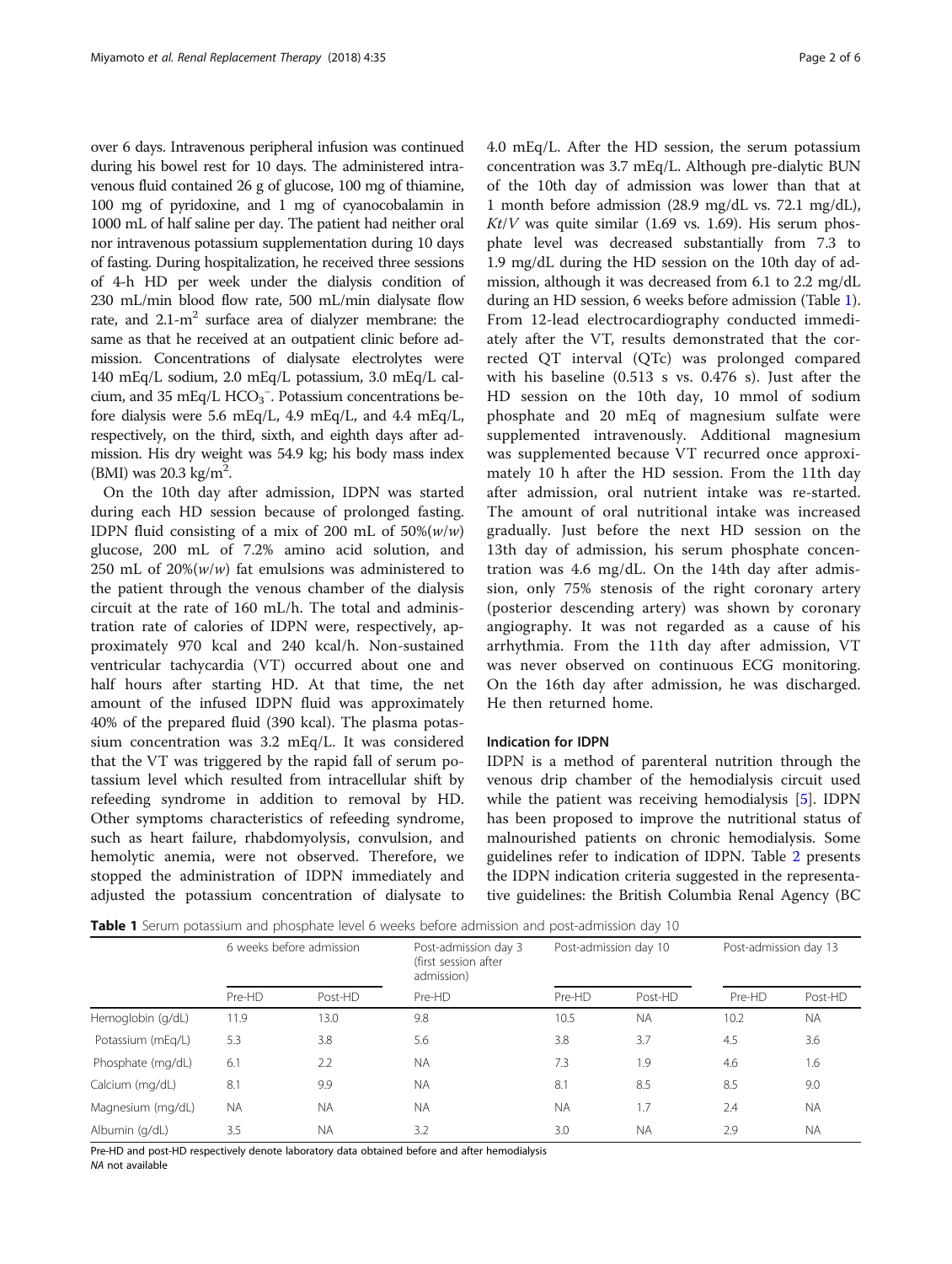over 6 days. Intravenous peripheral infusion was continued during his bowel rest for 10 days. The administered intravenous fluid contained 26 g of glucose, 100 mg of thiamine, 100 mg of pyridoxine, and 1 mg of cyanocobalamin in 1000 mL of half saline per day. The patient had neither oral nor intravenous potassium supplementation during 10 days of fasting. During hospitalization, he received three sessions of 4-h HD per week under the dialysis condition of 230 mL/min blood flow rate, 500 mL/min dialysate flow rate, and 2.1-$m^2$ surface area of dialyzer membrane: the same as that he received at an outpatient clinic before admission. Concentrations of dialysate electrolytes were 140 mEq/L sodium, 2.0 mEq/L potassium, 3.0 mEq/L calcium, and 35 mEq/L $HCO_3^-$. Potassium concentrations before dialysis were 5.6 mEq/L, 4.9 mEq/L, and 4.4 mEq/L, respectively, on the third, sixth, and eighth days after admission. His dry weight was 54.9 kg; his body mass index (BMI) was 20.3 kg/$m^2$.

On the 10th day after admission, IDPN was started during each HD session because of prolonged fasting. IDPN fluid consisting of a mix of 200 mL of 50%(*w*/*w*) glucose, 200 mL of 7.2% amino acid solution, and 250 mL of 20%(*w*/*w*) fat emulsions was administered to the patient through the venous chamber of the dialysis circuit at the rate of 160 mL/h. The total and administration rate of calories of IDPN were, respectively, approximately 970 kcal and 240 kcal/h. Non-sustained ventricular tachycardia (VT) occurred about one and half hours after starting HD. At that time, the net amount of the infused IDPN fluid was approximately 40% of the prepared fluid (390 kcal). The plasma potassium concentration was 3.2 mEq/L. It was considered that the VT was triggered by the rapid fall of serum potassium level which resulted from intracellular shift by refeeding syndrome in addition to removal by HD. Other symptoms characteristics of refeeding syndrome, such as heart failure, rhabdomyolysis, convulsion, and hemolytic anemia, were not observed. Therefore, we stopped the administration of IDPN immediately and adjusted the potassium concentration of dialysate to 4.0 mEq/L. After the HD session, the serum potassium concentration was 3.7 mEq/L. Although pre-dialytic BUN of the 10th day of admission was lower than that at 1 month before admission (28.9 mg/dL vs. 72.1 mg/dL), $Kt/V$ was quite similar (1.69 vs. 1.69). His serum phosphate level was decreased substantially from 7.3 to 1.9 mg/dL during the HD session on the 10th day of admission, although it was decreased from 6.1 to 2.2 mg/dL during an HD session, 6 weeks before admission (Table 1). From 12-lead electrocardiography conducted immediately after the VT, results demonstrated that the corrected QT interval (QTc) was prolonged compared with his baseline (0.513 s vs. 0.476 s). Just after the HD session on the 10th day, 10 mmol of sodium phosphate and 20 mEq of magnesium sulfate were supplemented intravenously. Additional magnesium was supplemented because VT recurred once approximately 10 h after the HD session. From the 11th day after admission, oral nutrient intake was re-started. The amount of oral nutritional intake was increased gradually. Just before the next HD session on the 13th day of admission, his serum phosphate concentration was 4.6 mg/dL. On the 14th day after admission, only 75% stenosis of the right coronary artery (posterior descending artery) was shown by coronary angiography. It was not regarded as a cause of his arrhythmia. From the 11th day after admission, VT was never observed on continuous ECG monitoring. On the 16th day after admission, he was discharged. He then returned home.

## Indication for IDPN

IDPN is a method of parenteral nutrition through the venous drip chamber of the hemodialysis circuit used while the patient was receiving hemodialysis [5]. IDPN has been proposed to improve the nutritional status of malnourished patients on chronic hemodialysis. Some guidelines refer to indication of IDPN. Table 2 presents the IDPN indication criteria suggested in the representative guidelines: the British Columbia Renal Agency (BC

**Table 1** Serum potassium and phosphate level 6 weeks before admission and post-admission day 10

| | 6 weeks before admission | | Post-admission day 3 (first session after admission) | Post-admission day 10 | | Post-admission day 13 | |
|---|---|---|---|---|---|---|---|
| | Pre-HD | Post-HD | Pre-HD | Pre-HD | Post-HD | Pre-HD | Post-HD |
| Hemoglobin (g/dL) | 11.9 | 13.0 | 9.8 | 10.5 | NA | 10.2 | NA |
| Potassium (mEq/L) | 5.3 | 3.8 | 5.6 | 3.8 | 3.7 | 4.5 | 3.6 |
| Phosphate (mg/dL) | 6.1 | 2.2 | NA | 7.3 | 1.9 | 4.6 | 1.6 |
| Calcium (mg/dL) | 8.1 | 9.9 | NA | 8.1 | 8.5 | 8.5 | 9.0 |
| Magnesium (mg/dL) | NA | NA | NA | NA | 1.7 | 2.4 | NA |
| Albumin (g/dL) | 3.5 | NA | 3.2 | 3.0 | NA | 2.9 | NA |

Pre-HD and post-HD respectively denote laboratory data obtained before and after hemodialysis
*NA* not available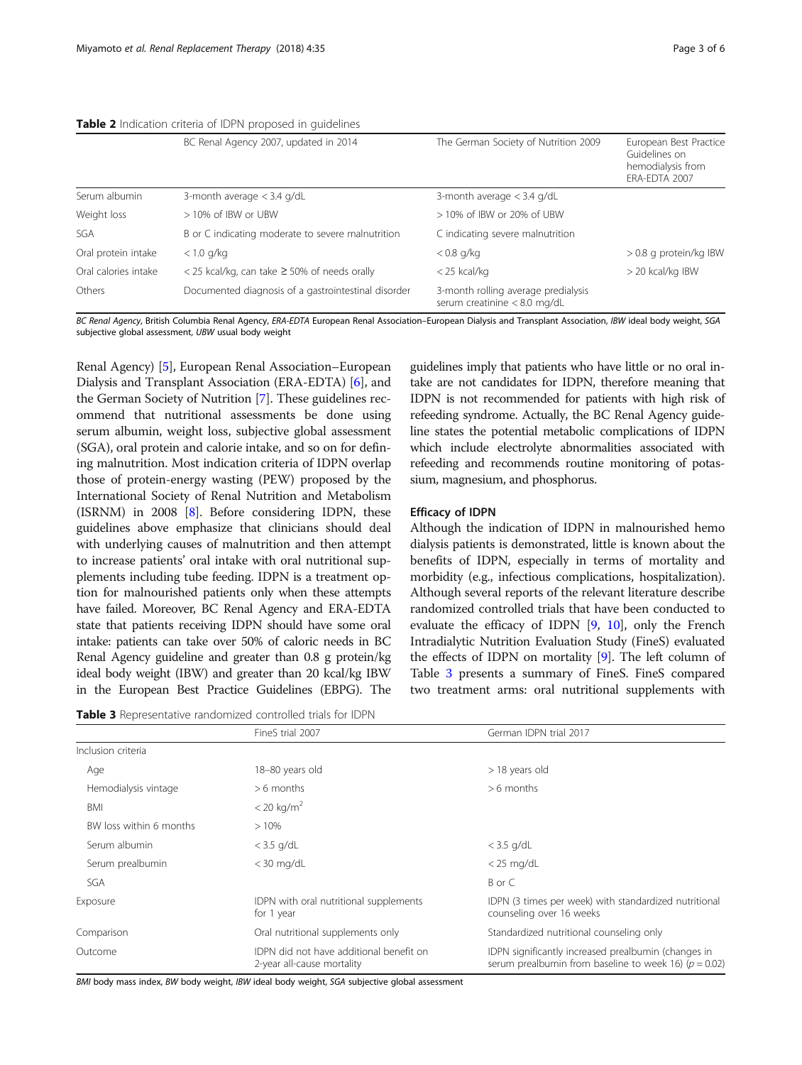**Table 2** Indication criteria of IDPN proposed in guidelines

| | BC Renal Agency 2007, updated in 2014 | The German Society of Nutrition 2009 | European Best Practice Guidelines on hemodialysis from ERA-EDTA 2007 |
|---|---|---|---|
| Serum albumin | 3-month average < 3.4 g/dL | 3-month average < 3.4 g/dL | |
| Weight loss | > 10% of IBW or UBW | > 10% of IBW or 20% of UBW | |
| SGA | B or C indicating moderate to severe malnutrition | C indicating severe malnutrition | |
| Oral protein intake | < 1.0 g/kg | < 0.8 g/kg | > 0.8 g protein/kg IBW |
| Oral calories intake | < 25 kcal/kg, can take ≥ 50% of needs orally | < 25 kcal/kg | > 20 kcal/kg IBW |
| Others | Documented diagnosis of a gastrointestinal disorder | 3-month rolling average predialysis serum creatinine < 8.0 mg/dL | |

*BC Renal Agency*, British Columbia Renal Agency, *ERA-EDTA* European Renal Association–European Dialysis and Transplant Association, *IBW* ideal body weight, *SGA* subjective global assessment, *UBW* usual body weight

Renal Agency) [5], European Renal Association–European Dialysis and Transplant Association (ERA-EDTA) [6], and the German Society of Nutrition [7]. These guidelines recommend that nutritional assessments be done using serum albumin, weight loss, subjective global assessment (SGA), oral protein and calorie intake, and so on for defining malnutrition. Most indication criteria of IDPN overlap those of protein-energy wasting (PEW) proposed by the International Society of Renal Nutrition and Metabolism (ISRNM) in 2008 [8]. Before considering IDPN, these guidelines above emphasize that clinicians should deal with underlying causes of malnutrition and then attempt to increase patients' oral intake with oral nutritional supplements including tube feeding. IDPN is a treatment option for malnourished patients only when these attempts have failed. Moreover, BC Renal Agency and ERA-EDTA state that patients receiving IDPN should have some oral intake: patients can take over 50% of caloric needs in BC Renal Agency guideline and greater than 0.8 g protein/kg ideal body weight (IBW) and greater than 20 kcal/kg IBW in the European Best Practice Guidelines (EBPG). The guidelines imply that patients who have little or no oral intake are not candidates for IDPN, therefore meaning that IDPN is not recommended for patients with high risk of refeeding syndrome. Actually, the BC Renal Agency guideline states the potential metabolic complications of IDPN which include electrolyte abnormalities associated with refeeding and recommends routine monitoring of potassium, magnesium, and phosphorus.

### Efficacy of IDPN

Although the indication of IDPN in malnourished hemodialysis patients is demonstrated, little is known about the benefits of IDPN, especially in terms of mortality and morbidity (e.g., infectious complications, hospitalization). Although several reports of the relevant literature describe randomized controlled trials that have been conducted to evaluate the efficacy of IDPN [9, 10], only the French Intradialytic Nutrition Evaluation Study (FineS) evaluated the effects of IDPN on mortality [9]. The left column of Table 3 presents a summary of FineS. FineS compared two treatment arms: oral nutritional supplements with

**Table 3** Representative randomized controlled trials for IDPN

| | FineS trial 2007 | German IDPN trial 2017 |
|---|---|---|
| Inclusion criteria | | |
| Age | 18–80 years old | > 18 years old |
| Hemodialysis vintage | > 6 months | > 6 months |
| BMI | < 20 kg/m$^2$ | |
| BW loss within 6 months | > 10% | |
| Serum albumin | < 3.5 g/dL | < 3.5 g/dL |
| Serum prealbumin | < 30 mg/dL | < 25 mg/dL |
| SGA | | B or C |
| Exposure | IDPN with oral nutritional supplements for 1 year | IDPN (3 times per week) with standardized nutritional counseling over 16 weeks |
| Comparison | Oral nutritional supplements only | Standardized nutritional counseling only |
| Outcome | IDPN did not have additional benefit on 2-year all-cause mortality | IDPN significantly increased prealbumin (changes in serum prealbumin from baseline to week 16) ($p = 0.02$) |

*BMI* body mass index, *BW* body weight, *IBW* ideal body weight, *SGA* subjective global assessment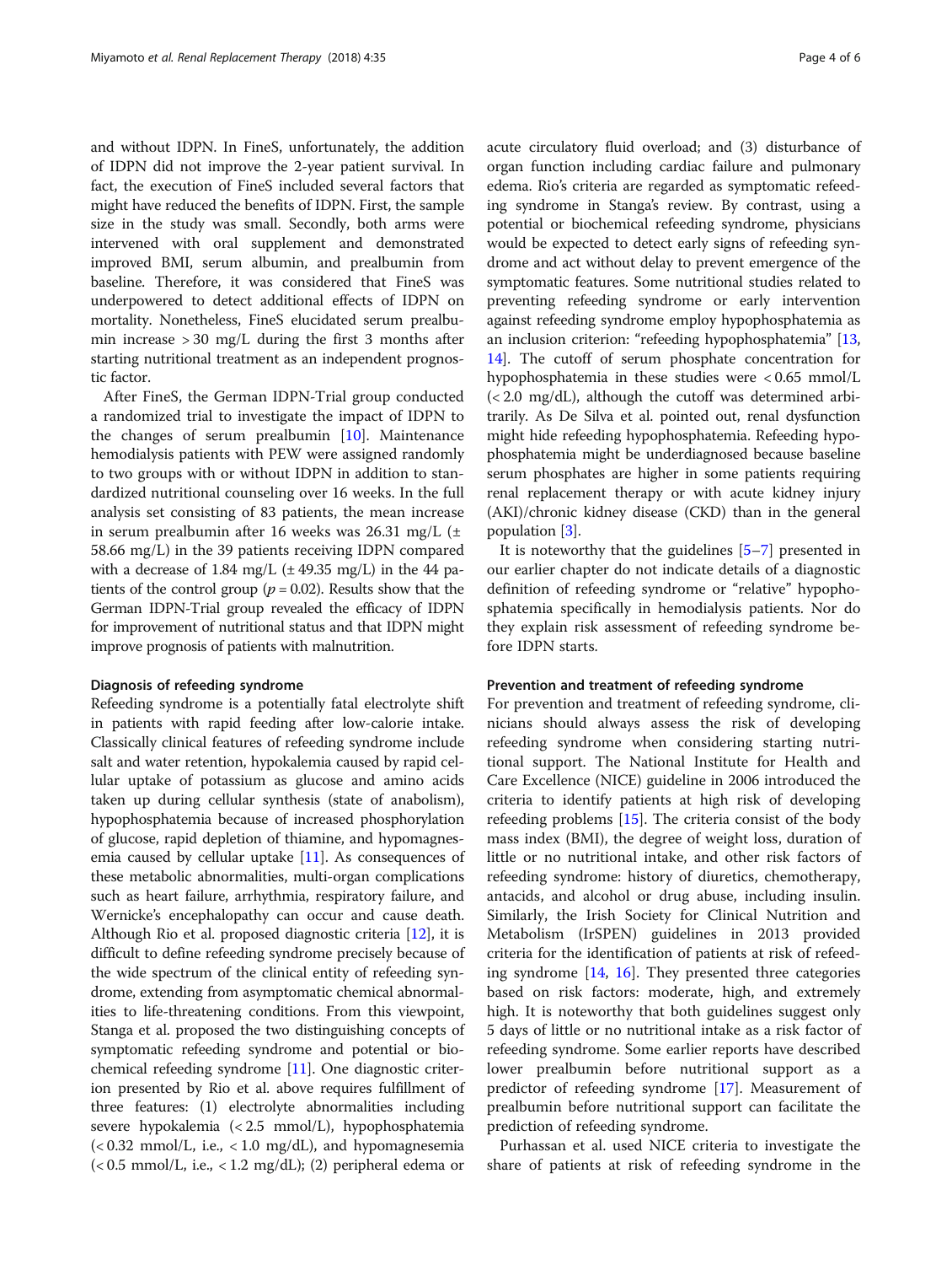and without IDPN. In FineS, unfortunately, the addition of IDPN did not improve the 2-year patient survival. In fact, the execution of FineS included several factors that might have reduced the benefits of IDPN. First, the sample size in the study was small. Secondly, both arms were intervened with oral supplement and demonstrated improved BMI, serum albumin, and prealbumin from baseline. Therefore, it was considered that FineS was underpowered to detect additional effects of IDPN on mortality. Nonetheless, FineS elucidated serum prealbumin increase > 30 mg/L during the first 3 months after starting nutritional treatment as an independent prognostic factor.

After FineS, the German IDPN-Trial group conducted a randomized trial to investigate the impact of IDPN to the changes of serum prealbumin [10]. Maintenance hemodialysis patients with PEW were assigned randomly to two groups with or without IDPN in addition to standardized nutritional counseling over 16 weeks. In the full analysis set consisting of 83 patients, the mean increase in serum prealbumin after 16 weeks was 26.31 mg/L (± 58.66 mg/L) in the 39 patients receiving IDPN compared with a decrease of 1.84 mg/L (± 49.35 mg/L) in the 44 patients of the control group ($p = 0.02$). Results show that the German IDPN-Trial group revealed the efficacy of IDPN for improvement of nutritional status and that IDPN might improve prognosis of patients with malnutrition.

## Diagnosis of refeeding syndrome

Refeeding syndrome is a potentially fatal electrolyte shift in patients with rapid feeding after low-calorie intake. Classically clinical features of refeeding syndrome include salt and water retention, hypokalemia caused by rapid cellular uptake of potassium as glucose and amino acids taken up during cellular synthesis (state of anabolism), hypophosphatemia because of increased phosphorylation of glucose, rapid depletion of thiamine, and hypomagnesemia caused by cellular uptake [11]. As consequences of these metabolic abnormalities, multi-organ complications such as heart failure, arrhythmia, respiratory failure, and Wernicke's encephalopathy can occur and cause death. Although Rio et al. proposed diagnostic criteria [12], it is difficult to define refeeding syndrome precisely because of the wide spectrum of the clinical entity of refeeding syndrome, extending from asymptomatic chemical abnormalities to life-threatening conditions. From this viewpoint, Stanga et al. proposed the two distinguishing concepts of symptomatic refeeding syndrome and potential or biochemical refeeding syndrome [11]. One diagnostic criterion presented by Rio et al. above requires fulfillment of three features: (1) electrolyte abnormalities including severe hypokalemia (< 2.5 mmol/L), hypophosphatemia (< 0.32 mmol/L, i.e., < 1.0 mg/dL), and hypomagnesemia (< 0.5 mmol/L, i.e., < 1.2 mg/dL); (2) peripheral edema or acute circulatory fluid overload; and (3) disturbance of organ function including cardiac failure and pulmonary edema. Rio's criteria are regarded as symptomatic refeeding syndrome in Stanga's review. By contrast, using a potential or biochemical refeeding syndrome, physicians would be expected to detect early signs of refeeding syndrome and act without delay to prevent emergence of the symptomatic features. Some nutritional studies related to preventing refeeding syndrome or early intervention against refeeding syndrome employ hypophosphatemia as an inclusion criterion: "refeeding hypophosphatemia" [13, 14]. The cutoff of serum phosphate concentration for hypophosphatemia in these studies were < 0.65 mmol/L (< 2.0 mg/dL), although the cutoff was determined arbitrarily. As De Silva et al. pointed out, renal dysfunction might hide refeeding hypophosphatemia. Refeeding hypophosphatemia might be underdiagnosed because baseline serum phosphates are higher in some patients requiring renal replacement therapy or with acute kidney injury (AKI)/chronic kidney disease (CKD) than in the general population [3].

It is noteworthy that the guidelines [5–7] presented in our earlier chapter do not indicate details of a diagnostic definition of refeeding syndrome or "relative" hypophosphatemia specifically in hemodialysis patients. Nor do they explain risk assessment of refeeding syndrome before IDPN starts.

## Prevention and treatment of refeeding syndrome

For prevention and treatment of refeeding syndrome, clinicians should always assess the risk of developing refeeding syndrome when considering starting nutritional support. The National Institute for Health and Care Excellence (NICE) guideline in 2006 introduced the criteria to identify patients at high risk of developing refeeding problems [15]. The criteria consist of the body mass index (BMI), the degree of weight loss, duration of little or no nutritional intake, and other risk factors of refeeding syndrome: history of diuretics, chemotherapy, antacids, and alcohol or drug abuse, including insulin. Similarly, the Irish Society for Clinical Nutrition and Metabolism (IrSPEN) guidelines in 2013 provided criteria for the identification of patients at risk of refeeding syndrome [14, 16]. They presented three categories based on risk factors: moderate, high, and extremely high. It is noteworthy that both guidelines suggest only 5 days of little or no nutritional intake as a risk factor of refeeding syndrome. Some earlier reports have described lower prealbumin before nutritional support as a predictor of refeeding syndrome [17]. Measurement of prealbumin before nutritional support can facilitate the prediction of refeeding syndrome.

Purhassan et al. used NICE criteria to investigate the share of patients at risk of refeeding syndrome in the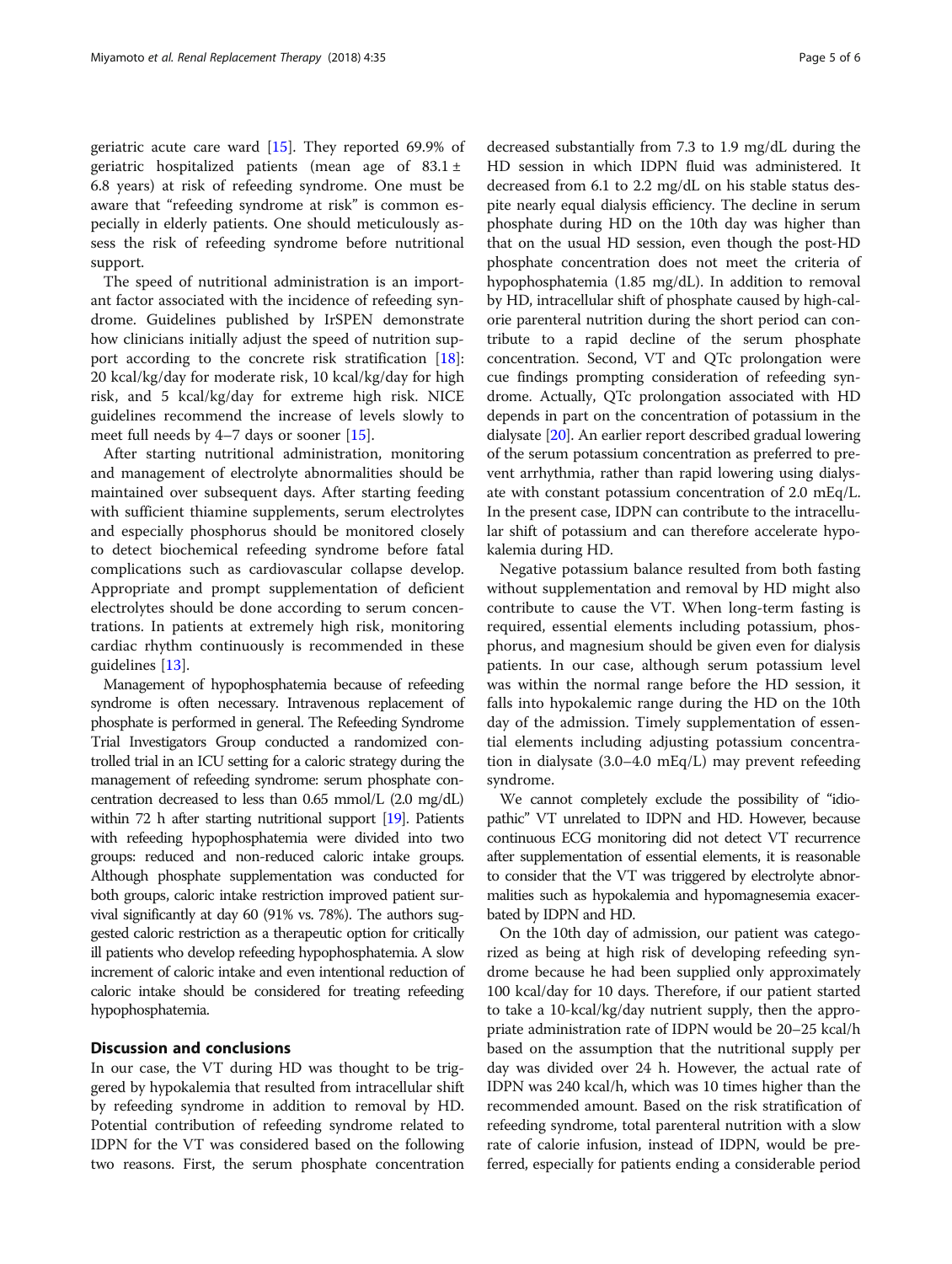geriatric acute care ward [15]. They reported 69.9% of geriatric hospitalized patients (mean age of 83.1 ± 6.8 years) at risk of refeeding syndrome. One must be aware that "refeeding syndrome at risk" is common especially in elderly patients. One should meticulously assess the risk of refeeding syndrome before nutritional support.

The speed of nutritional administration is an important factor associated with the incidence of refeeding syndrome. Guidelines published by IrSPEN demonstrate how clinicians initially adjust the speed of nutrition support according to the concrete risk stratification [18]: 20 kcal/kg/day for moderate risk, 10 kcal/kg/day for high risk, and 5 kcal/kg/day for extreme high risk. NICE guidelines recommend the increase of levels slowly to meet full needs by 4–7 days or sooner [15].

After starting nutritional administration, monitoring and management of electrolyte abnormalities should be maintained over subsequent days. After starting feeding with sufficient thiamine supplements, serum electrolytes and especially phosphorus should be monitored closely to detect biochemical refeeding syndrome before fatal complications such as cardiovascular collapse develop. Appropriate and prompt supplementation of deficient electrolytes should be done according to serum concentrations. In patients at extremely high risk, monitoring cardiac rhythm continuously is recommended in these guidelines [13].

Management of hypophosphatemia because of refeeding syndrome is often necessary. Intravenous replacement of phosphate is performed in general. The Refeeding Syndrome Trial Investigators Group conducted a randomized controlled trial in an ICU setting for a caloric strategy during the management of refeeding syndrome: serum phosphate concentration decreased to less than 0.65 mmol/L (2.0 mg/dL) within 72 h after starting nutritional support [19]. Patients with refeeding hypophosphatemia were divided into two groups: reduced and non-reduced caloric intake groups. Although phosphate supplementation was conducted for both groups, caloric intake restriction improved patient survival significantly at day 60 (91% vs. 78%). The authors suggested caloric restriction as a therapeutic option for critically ill patients who develop refeeding hypophosphatemia. A slow increment of caloric intake and even intentional reduction of caloric intake should be considered for treating refeeding hypophosphatemia.

## Discussion and conclusions

In our case, the VT during HD was thought to be triggered by hypokalemia that resulted from intracellular shift by refeeding syndrome in addition to removal by HD. Potential contribution of refeeding syndrome related to IDPN for the VT was considered based on the following two reasons. First, the serum phosphate concentration decreased substantially from 7.3 to 1.9 mg/dL during the HD session in which IDPN fluid was administered. It decreased from 6.1 to 2.2 mg/dL on his stable status despite nearly equal dialysis efficiency. The decline in serum phosphate during HD on the 10th day was higher than that on the usual HD session, even though the post-HD phosphate concentration does not meet the criteria of hypophosphatemia (1.85 mg/dL). In addition to removal by HD, intracellular shift of phosphate caused by high-calorie parenteral nutrition during the short period can contribute to a rapid decline of the serum phosphate concentration. Second, VT and QTc prolongation were cue findings prompting consideration of refeeding syndrome. Actually, QTc prolongation associated with HD depends in part on the concentration of potassium in the dialysate [20]. An earlier report described gradual lowering of the serum potassium concentration as preferred to prevent arrhythmia, rather than rapid lowering using dialysate with constant potassium concentration of 2.0 mEq/L. In the present case, IDPN can contribute to the intracellular shift of potassium and can therefore accelerate hypokalemia during HD.

Negative potassium balance resulted from both fasting without supplementation and removal by HD might also contribute to cause the VT. When long-term fasting is required, essential elements including potassium, phosphorus, and magnesium should be given even for dialysis patients. In our case, although serum potassium level was within the normal range before the HD session, it falls into hypokalemic range during the HD on the 10th day of the admission. Timely supplementation of essential elements including adjusting potassium concentration in dialysate (3.0–4.0 mEq/L) may prevent refeeding syndrome.

We cannot completely exclude the possibility of "idiopathic" VT unrelated to IDPN and HD. However, because continuous ECG monitoring did not detect VT recurrence after supplementation of essential elements, it is reasonable to consider that the VT was triggered by electrolyte abnormalities such as hypokalemia and hypomagnesemia exacerbated by IDPN and HD.

On the 10th day of admission, our patient was categorized as being at high risk of developing refeeding syndrome because he had been supplied only approximately 100 kcal/day for 10 days. Therefore, if our patient started to take a 10-kcal/kg/day nutrient supply, then the appropriate administration rate of IDPN would be 20–25 kcal/h based on the assumption that the nutritional supply per day was divided over 24 h. However, the actual rate of IDPN was 240 kcal/h, which was 10 times higher than the recommended amount. Based on the risk stratification of refeeding syndrome, total parenteral nutrition with a slow rate of calorie infusion, instead of IDPN, would be preferred, especially for patients ending a considerable period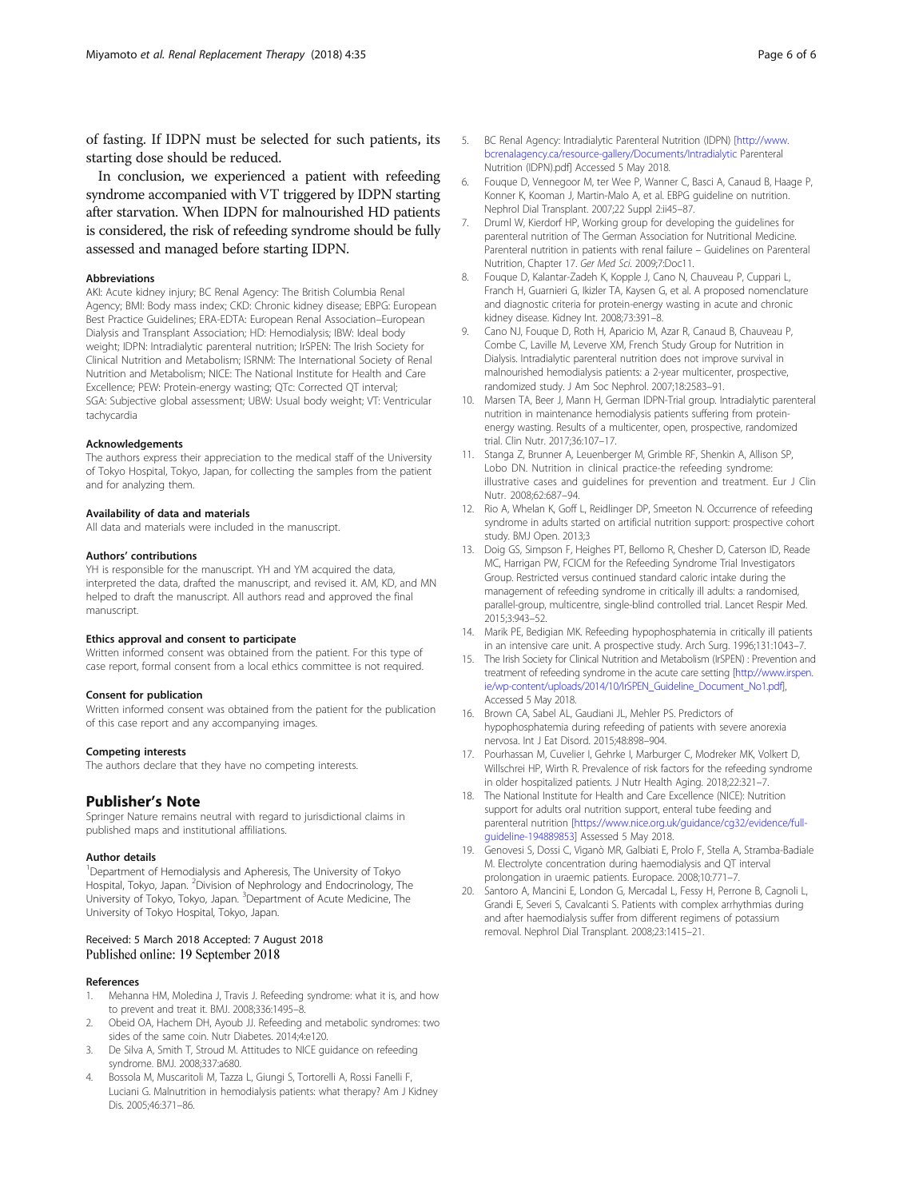of fasting. If IDPN must be selected for such patients, its starting dose should be reduced.

In conclusion, we experienced a patient with refeeding syndrome accompanied with VT triggered by IDPN starting after starvation. When IDPN for malnourished HD patients is considered, the risk of refeeding syndrome should be fully assessed and managed before starting IDPN.

#### Abbreviations

AKI: Acute kidney injury; BC Renal Agency: The British Columbia Renal Agency; BMI: Body mass index; CKD: Chronic kidney disease; EBPG: European Best Practice Guidelines; ERA-EDTA: European Renal Association–European Dialysis and Transplant Association; HD: Hemodialysis; IBW: Ideal body weight; IDPN: Intradialytic parenteral nutrition; IrSPEN: The Irish Society for Clinical Nutrition and Metabolism; ISRNM: The International Society of Renal Nutrition and Metabolism; NICE: The National Institute for Health and Care Excellence; PEW: Protein-energy wasting; QTc: Corrected QT interval; SGA: Subjective global assessment; UBW: Usual body weight; VT: Ventricular tachycardia

#### Acknowledgements

The authors express their appreciation to the medical staff of the University of Tokyo Hospital, Tokyo, Japan, for collecting the samples from the patient and for analyzing them.

#### Availability of data and materials

All data and materials were included in the manuscript.

#### Authors' contributions

YH is responsible for the manuscript. YH and YM acquired the data, interpreted the data, drafted the manuscript, and revised it. AM, KD, and MN helped to draft the manuscript. All authors read and approved the final manuscript.

#### Ethics approval and consent to participate

Written informed consent was obtained from the patient. For this type of case report, formal consent from a local ethics committee is not required.

#### Consent for publication

Written informed consent was obtained from the patient for the publication of this case report and any accompanying images.

#### Competing interests

The authors declare that they have no competing interests.

## Publisher's Note

Springer Nature remains neutral with regard to jurisdictional claims in published maps and institutional affiliations.

#### Author details

[1]Department of Hemodialysis and Apheresis, The University of Tokyo Hospital, Tokyo, Japan. [2]Division of Nephrology and Endocrinology, The University of Tokyo, Tokyo, Japan. [3]Department of Acute Medicine, The University of Tokyo Hospital, Tokyo, Japan.

Received: 5 March 2018 Accepted: 7 August 2018
Published online: 19 September 2018

#### References

1. Mehanna HM, Moledina J, Travis J. Refeeding syndrome: what it is, and how to prevent and treat it. BMJ. 2008;336:1495–8.
2. Obeid OA, Hachem DH, Ayoub JJ. Refeeding and metabolic syndromes: two sides of the same coin. Nutr Diabetes. 2014;4:e120.
3. De Silva A, Smith T, Stroud M. Attitudes to NICE guidance on refeeding syndrome. BMJ. 2008;337:a680.
4. Bossola M, Muscaritoli M, Tazza L, Giungi S, Tortorelli A, Rossi Fanelli F, Luciani G. Malnutrition in hemodialysis patients: what therapy? Am J Kidney Dis. 2005;46:371–86.
5. BC Renal Agency: Intradialytic Parenteral Nutrition (IDPN) [http://www.bcrenalagency.ca/resource-gallery/Documents/Intradialytic Parenteral Nutrition (IDPN).pdf] Accessed 5 May 2018.
6. Fouque D, Vennegoor M, ter Wee P, Wanner C, Basci A, Canaud B, Haage P, Konner K, Kooman J, Martin-Malo A, et al. EBPG guideline on nutrition. Nephrol Dial Transplant. 2007;22 Suppl 2:ii45–87.
7. Druml W, Kierdorf HP, Working group for developing the guidelines for parenteral nutrition of The German Association for Nutritional Medicine. Parenteral nutrition in patients with renal failure – Guidelines on Parenteral Nutrition, Chapter 17. *Ger Med Sci.* 2009;7:Doc11.
8. Fouque D, Kalantar-Zadeh K, Kopple J, Cano N, Chauveau P, Cuppari L, Franch H, Guarnieri G, Ikizler TA, Kaysen G, et al. A proposed nomenclature and diagnostic criteria for protein-energy wasting in acute and chronic kidney disease. Kidney Int. 2008;73:391–8.
9. Cano NJ, Fouque D, Roth H, Aparicio M, Azar R, Canaud B, Chauveau P, Combe C, Laville M, Leverve XM, French Study Group for Nutrition in Dialysis. Intradialytic parenteral nutrition does not improve survival in malnourished hemodialysis patients: a 2-year multicenter, prospective, randomized study. J Am Soc Nephrol. 2007;18:2583–91.
10. Marsen TA, Beer J, Mann H, German IDPN-Trial group. Intradialytic parenteral nutrition in maintenance hemodialysis patients suffering from protein-energy wasting. Results of a multicenter, open, prospective, randomized trial. Clin Nutr. 2017;36:107–17.
11. Stanga Z, Brunner A, Leuenberger M, Grimble RF, Shenkin A, Allison SP, Lobo DN. Nutrition in clinical practice-the refeeding syndrome: illustrative cases and guidelines for prevention and treatment. Eur J Clin Nutr. 2008;62:687–94.
12. Rio A, Whelan K, Goff L, Reidlinger DP, Smeeton N. Occurrence of refeeding syndrome in adults started on artificial nutrition support: prospective cohort study. BMJ Open. 2013;3
13. Doig GS, Simpson F, Heighes PT, Bellomo R, Chesher D, Caterson ID, Reade MC, Harrigan PW, FCICM for the Refeeding Syndrome Trial Investigators Group. Restricted versus continued standard caloric intake during the management of refeeding syndrome in critically ill adults: a randomised, parallel-group, multicentre, single-blind controlled trial. Lancet Respir Med. 2015;3:943–52.
14. Marik PE, Bedigian MK. Refeeding hypophosphatemia in critically ill patients in an intensive care unit. A prospective study. Arch Surg. 1996;131:1043–7.
15. The Irish Society for Clinical Nutrition and Metabolism (IrSPEN) : Prevention and treatment of refeeding syndrome in the acute care setting [http://www.irspen.ie/wp-content/uploads/2014/10/IrSPEN_Guideline_Document_No1.pdf], Accessed 5 May 2018.
16. Brown CA, Sabel AL, Gaudiani JL, Mehler PS. Predictors of hypophosphatemia during refeeding of patients with severe anorexia nervosa. Int J Eat Disord. 2015;48:898–904.
17. Pourhassan M, Cuvelier I, Gehrke I, Marburger C, Modreker MK, Volkert D, Willschrei HP, Wirth R. Prevalence of risk factors for the refeeding syndrome in older hospitalized patients. J Nutr Health Aging. 2018;22:321–7.
18. The National Institute for Health and Care Excellence (NICE): Nutrition support for adults oral nutrition support, enteral tube feeding and parenteral nutrition [https://www.nice.org.uk/guidance/cg32/evidence/full-guideline-194889853] Assessed 5 May 2018.
19. Genovesi S, Dossi C, Viganò MR, Galbiati E, Prolo F, Stella A, Stramba-Badiale M. Electrolyte concentration during haemodialysis and QT interval prolongation in uraemic patients. Europace. 2008;10:771–7.
20. Santoro A, Mancini E, London G, Mercadal L, Fessy H, Perrone B, Cagnoli L, Grandi E, Severi S, Cavalcanti S. Patients with complex arrhythmias during and after haemodialysis suffer from different regimens of potassium removal. Nephrol Dial Transplant. 2008;23:1415–21.